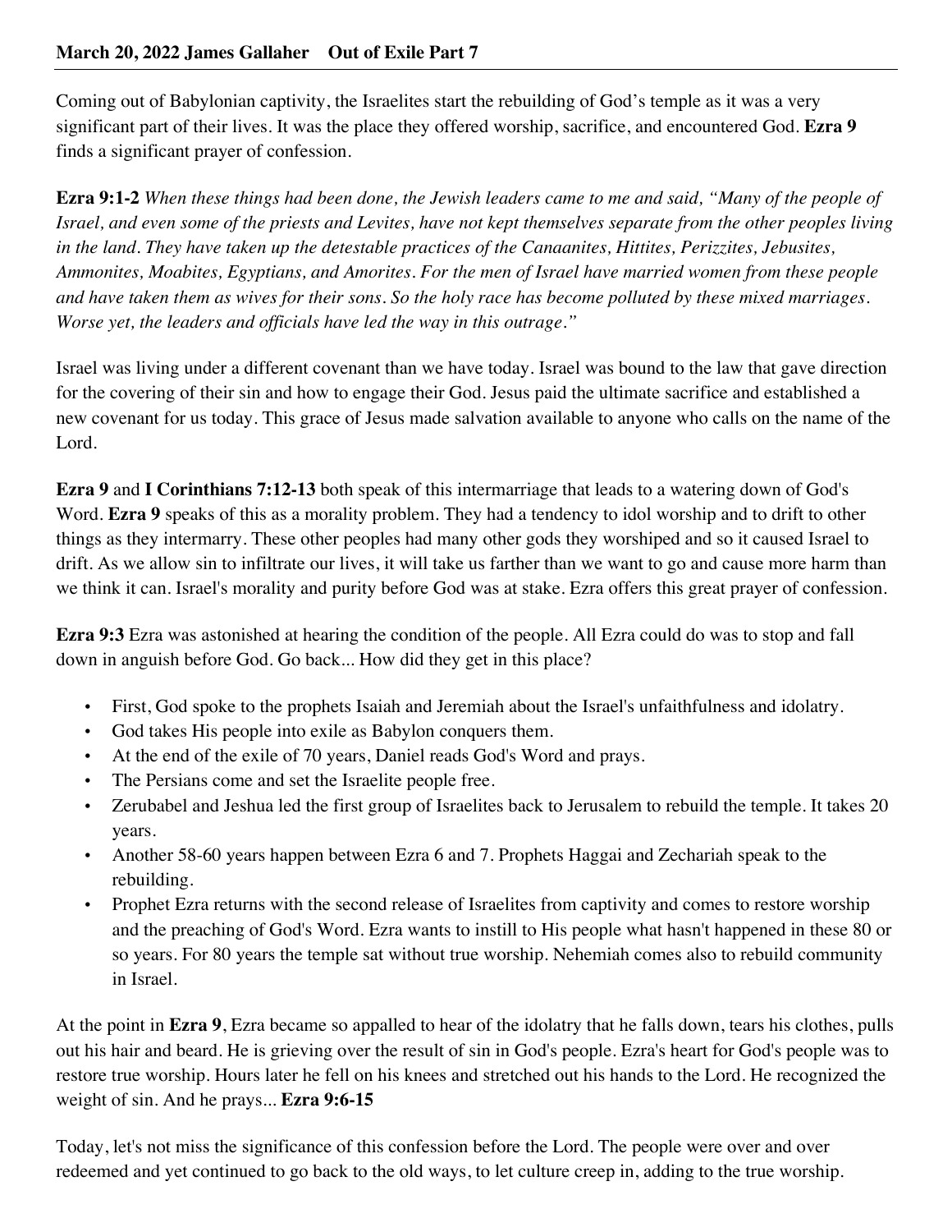**March 20, 2022 James Gallaher Out of Exile Part 7**

Coming out of Babylonian captivity, the Israelites start the rebuilding of God's temple as it was a very significant part of their lives. It was the place they offered worship, sacrifice, and encountered God. **Ezra 9** finds a significant prayer of confession.

**Ezra 9:1-2** *When these things had been done, the Jewish leaders came to me and said, "Many of the people of Israel, and even some of the priests and Levites, have not kept themselves separate from the other peoples living in the land. They have taken up the detestable practices of the Canaanites, Hittites, Perizzites, Jebusites, Ammonites, Moabites, Egyptians, and Amorites. For the men of Israel have married women from these people and have taken them as wives for their sons. So the holy race has become polluted by these mixed marriages. Worse yet, the leaders and officials have led the way in this outrage."*

Israel was living under a different covenant than we have today. Israel was bound to the law that gave direction for the covering of their sin and how to engage their God. Jesus paid the ultimate sacrifice and established a new covenant for us today. This grace of Jesus made salvation available to anyone who calls on the name of the Lord.

**Ezra 9** and **I Corinthians 7:12-13** both speak of this intermarriage that leads to a watering down of God's Word. **Ezra 9** speaks of this as a morality problem. They had a tendency to idol worship and to drift to other things as they intermarry. These other peoples had many other gods they worshiped and so it caused Israel to drift. As we allow sin to infiltrate our lives, it will take us farther than we want to go and cause more harm than we think it can. Israel's morality and purity before God was at stake. Ezra offers this great prayer of confession.

**Ezra 9:3** Ezra was astonished at hearing the condition of the people. All Ezra could do was to stop and fall down in anguish before God. Go back... How did they get in this place?

- First, God spoke to the prophets Isaiah and Jeremiah about the Israel's unfaithfulness and idolatry.
- God takes His people into exile as Babylon conquers them.
- At the end of the exile of 70 years, Daniel reads God's Word and prays.
- The Persians come and set the Israelite people free.
- Zerubabel and Jeshua led the first group of Israelites back to Jerusalem to rebuild the temple. It takes 20 years.
- Another 58-60 years happen between Ezra 6 and 7. Prophets Haggai and Zechariah speak to the rebuilding.
- Prophet Ezra returns with the second release of Israelites from captivity and comes to restore worship and the preaching of God's Word. Ezra wants to instill to His people what hasn't happened in these 80 or so years. For 80 years the temple sat without true worship. Nehemiah comes also to rebuild community in Israel.

At the point in **Ezra 9**, Ezra became so appalled to hear of the idolatry that he falls down, tears his clothes, pulls out his hair and beard. He is grieving over the result of sin in God's people. Ezra's heart for God's people was to restore true worship. Hours later he fell on his knees and stretched out his hands to the Lord. He recognized the weight of sin. And he prays... **Ezra 9:6-15**

Today, let's not miss the significance of this confession before the Lord. The people were over and over redeemed and yet continued to go back to the old ways, to let culture creep in, adding to the true worship.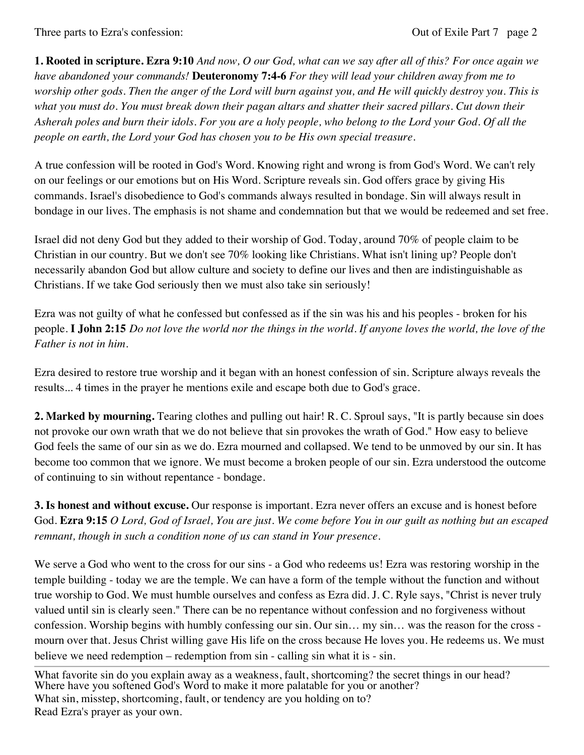Three parts to Ezra's confession:

**1. Rooted in scripture. Ezra 9:10** *And now, O our God, what can we say after all of this? For once again we have abandoned your commands!* **Deuteronomy 7:4-6** *For they will lead your children away from me to worship other gods. Then the anger of the Lord will burn against you, and He will quickly destroy you. This is what you must do. You must break down their pagan altars and shatter their sacred pillars. Cut down their Asherah poles and burn their idols. For you are a holy people, who belong to the Lord your God. Of all the people on earth, the Lord your God has chosen you to be His own special treasure.*

A true confession will be rooted in God's Word. Knowing right and wrong is from God's Word. We can't rely on our feelings or our emotions but on His Word. Scripture reveals sin. God offers grace by giving His commands. Israel's disobedience to God's commands always resulted in bondage. Sin will always result in bondage in our lives. The emphasis is not shame and condemnation but that we would be redeemed and set free.

Israel did not deny God but they added to their worship of God. Today, around 70% of people claim to be Christian in our country. But we don't see 70% looking like Christians. What isn't lining up? People don't necessarily abandon God but allow culture and society to define our lives and then are indistinguishable as Christians. If we take God seriously then we must also take sin seriously!

Ezra was not guilty of what he confessed but confessed as if the sin was his and his peoples - broken for his people. **I John 2:15** *Do not love the world nor the things in the world. If anyone loves the world, the love of the Father is not in him.*

Ezra desired to restore true worship and it began with an honest confession of sin. Scripture always reveals the results... 4 times in the prayer he mentions exile and escape both due to God's grace.

**2. Marked by mourning.** Tearing clothes and pulling out hair! R. C. Sproul says, "It is partly because sin does not provoke our own wrath that we do not believe that sin provokes the wrath of God." How easy to believe God feels the same of our sin as we do. Ezra mourned and collapsed. We tend to be unmoved by our sin. It has become too common that we ignore. We must become a broken people of our sin. Ezra understood the outcome of continuing to sin without repentance - bondage.

**3. Is honest and without excuse.** Our response is important. Ezra never offers an excuse and is honest before God. **Ezra 9:15** *O Lord, God of Israel, You are just. We come before You in our guilt as nothing but an escaped remnant, though in such a condition none of us can stand in Your presence.*

We serve a God who went to the cross for our sins - a God who redeems us! Ezra was restoring worship in the temple building - today we are the temple. We can have a form of the temple without the function and without true worship to God. We must humble ourselves and confess as Ezra did. J. C. Ryle says, "Christ is never truly valued until sin is clearly seen." There can be no repentance without confession and no forgiveness without confession. Worship begins with humbly confessing our sin. Our sin… my sin… was the reason for the cross - mourn over that. Jesus Christ willing gave His life on the cross because He loves you. He redeems us. We must believe we need redemption – redemption from sin - calling sin what it is - sin.

---

What favorite sin do you explain away as a weakness, fault, shortcoming? the secret things in our head?
Where have you softened God's Word to make it more palatable for you or another?
What sin, misstep, shortcoming, fault, or tendency are you holding on to?
Read Ezra's prayer as your own.